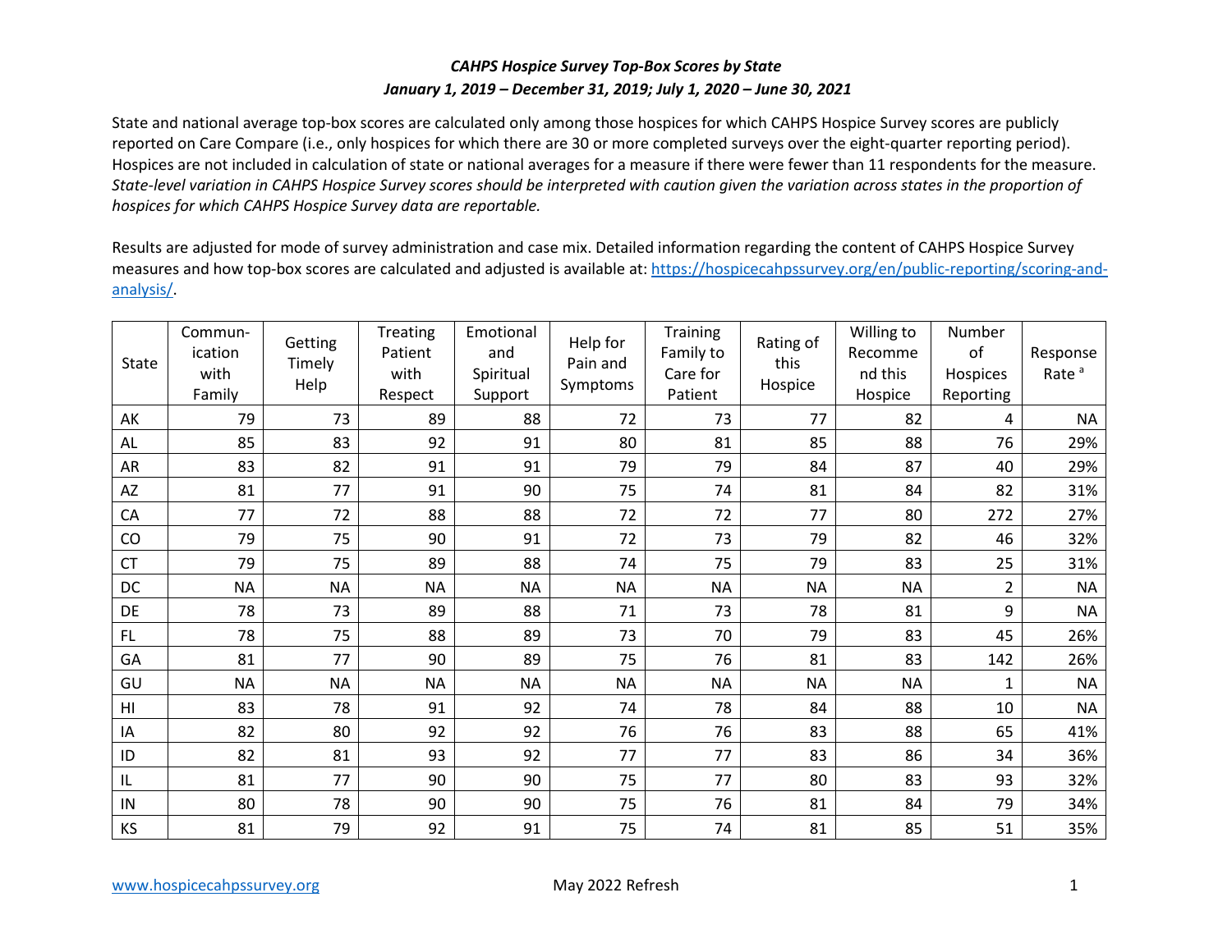*CAHPS Hospice Survey Top-Box Scores by State*

*January 1, 2019 – December 31, 2019; July 1, 2020 – June 30, 2021*

State and national average top-box scores are calculated only among those hospices for which CAHPS Hospice Survey scores are publicly reported on Care Compare (i.e., only hospices for which there are 30 or more completed surveys over the eight-quarter reporting period). Hospices are not included in calculation of state or national averages for a measure if there were fewer than 11 respondents for the measure. *State-level variation in CAHPS Hospice Survey scores should be interpreted with caution given the variation across states in the proportion of hospices for which CAHPS Hospice Survey data are reportable.*

Results are adjusted for mode of survey administration and case mix. Detailed information regarding the content of CAHPS Hospice Survey measures and how top-box scores are calculated and adjusted is available at: [https://hospicecahpssurvey.org/en/public-reporting/scoring-and-analysis/](https://hospicecahpssurvey.org/en/public-reporting/scoring-and-analysis/).

| State | Communication with Family | Getting Timely Help | Treating Patient with Respect | Emotional and Spiritual Support | Help for Pain and Symptoms | Training Family to Care for Patient | Rating of this Hospice | Willing to Recommend this Hospice | Number of Hospices Reporting | Response Rate [a] |
|---|---|---|---|---|---|---|---|---|---|---|
| AK | 79 | 73 | 89 | 88 | 72 | 73 | 77 | 82 | 4 | NA |
| AL | 85 | 83 | 92 | 91 | 80 | 81 | 85 | 88 | 76 | 29% |
| AR | 83 | 82 | 91 | 91 | 79 | 79 | 84 | 87 | 40 | 29% |
| AZ | 81 | 77 | 91 | 90 | 75 | 74 | 81 | 84 | 82 | 31% |
| CA | 77 | 72 | 88 | 88 | 72 | 72 | 77 | 80 | 272 | 27% |
| CO | 79 | 75 | 90 | 91 | 72 | 73 | 79 | 82 | 46 | 32% |
| CT | 79 | 75 | 89 | 88 | 74 | 75 | 79 | 83 | 25 | 31% |
| DC | NA | NA | NA | NA | NA | NA | NA | NA | 2 | NA |
| DE | 78 | 73 | 89 | 88 | 71 | 73 | 78 | 81 | 9 | NA |
| FL | 78 | 75 | 88 | 89 | 73 | 70 | 79 | 83 | 45 | 26% |
| GA | 81 | 77 | 90 | 89 | 75 | 76 | 81 | 83 | 142 | 26% |
| GU | NA | NA | NA | NA | NA | NA | NA | NA | 1 | NA |
| HI | 83 | 78 | 91 | 92 | 74 | 78 | 84 | 88 | 10 | NA |
| IA | 82 | 80 | 92 | 92 | 76 | 76 | 83 | 88 | 65 | 41% |
| ID | 82 | 81 | 93 | 92 | 77 | 77 | 83 | 86 | 34 | 36% |
| IL | 81 | 77 | 90 | 90 | 75 | 77 | 80 | 83 | 93 | 32% |
| IN | 80 | 78 | 90 | 90 | 75 | 76 | 81 | 84 | 79 | 34% |
| KS | 81 | 79 | 92 | 91 | 75 | 74 | 81 | 85 | 51 | 35% |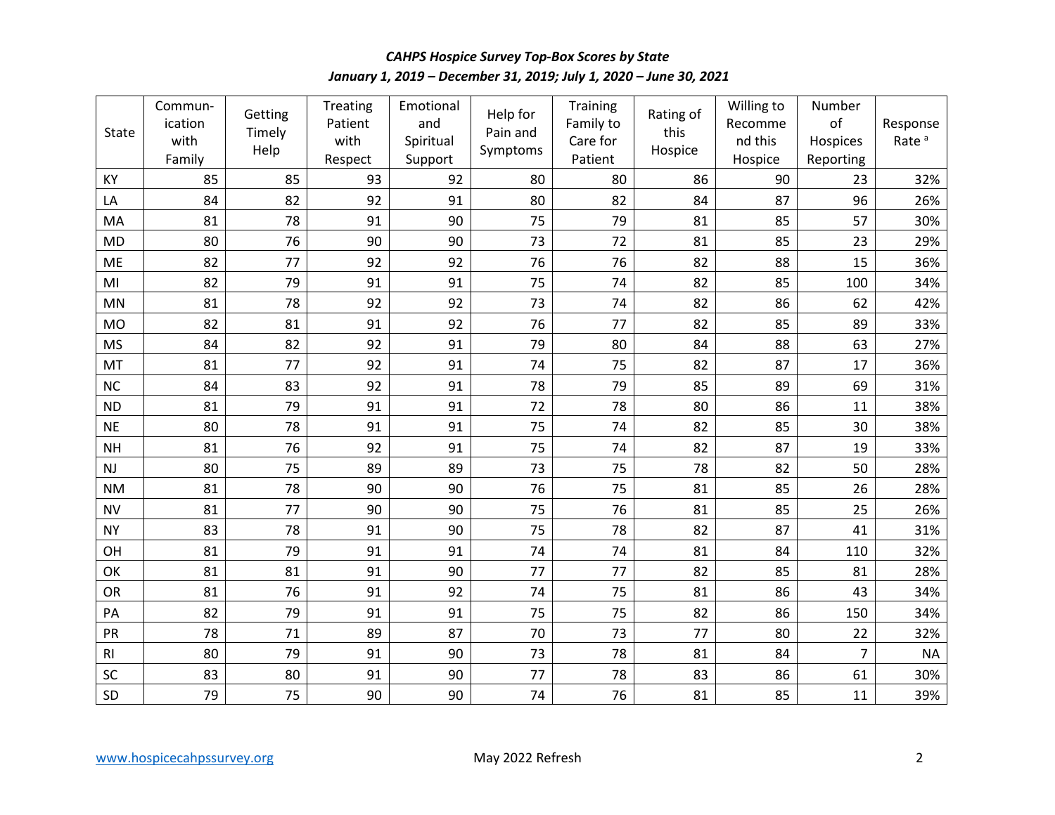*CAHPS Hospice Survey Top-Box Scores by State*

*January 1, 2019 – December 31, 2019; July 1, 2020 – June 30, 2021*

| State | Communication with Family | Getting Timely Help | Treating Patient with Respect | Emotional and Spiritual Support | Help for Pain and Symptoms | Training Family to Care for Patient | Rating of this Hospice | Willing to Recommend this Hospice | Number of Hospices Reporting | Response Rate [a] |
|---|---|---|---|---|---|---|---|---|---|---|
| KY | 85 | 85 | 93 | 92 | 80 | 80 | 86 | 90 | 23 | 32% |
| LA | 84 | 82 | 92 | 91 | 80 | 82 | 84 | 87 | 96 | 26% |
| MA | 81 | 78 | 91 | 90 | 75 | 79 | 81 | 85 | 57 | 30% |
| MD | 80 | 76 | 90 | 90 | 73 | 72 | 81 | 85 | 23 | 29% |
| ME | 82 | 77 | 92 | 92 | 76 | 76 | 82 | 88 | 15 | 36% |
| MI | 82 | 79 | 91 | 91 | 75 | 74 | 82 | 85 | 100 | 34% |
| MN | 81 | 78 | 92 | 92 | 73 | 74 | 82 | 86 | 62 | 42% |
| MO | 82 | 81 | 91 | 92 | 76 | 77 | 82 | 85 | 89 | 33% |
| MS | 84 | 82 | 92 | 91 | 79 | 80 | 84 | 88 | 63 | 27% |
| MT | 81 | 77 | 92 | 91 | 74 | 75 | 82 | 87 | 17 | 36% |
| NC | 84 | 83 | 92 | 91 | 78 | 79 | 85 | 89 | 69 | 31% |
| ND | 81 | 79 | 91 | 91 | 72 | 78 | 80 | 86 | 11 | 38% |
| NE | 80 | 78 | 91 | 91 | 75 | 74 | 82 | 85 | 30 | 38% |
| NH | 81 | 76 | 92 | 91 | 75 | 74 | 82 | 87 | 19 | 33% |
| NJ | 80 | 75 | 89 | 89 | 73 | 75 | 78 | 82 | 50 | 28% |
| NM | 81 | 78 | 90 | 90 | 76 | 75 | 81 | 85 | 26 | 28% |
| NV | 81 | 77 | 90 | 90 | 75 | 76 | 81 | 85 | 25 | 26% |
| NY | 83 | 78 | 91 | 90 | 75 | 78 | 82 | 87 | 41 | 31% |
| OH | 81 | 79 | 91 | 91 | 74 | 74 | 81 | 84 | 110 | 32% |
| OK | 81 | 81 | 91 | 90 | 77 | 77 | 82 | 85 | 81 | 28% |
| OR | 81 | 76 | 91 | 92 | 74 | 75 | 81 | 86 | 43 | 34% |
| PA | 82 | 79 | 91 | 91 | 75 | 75 | 82 | 86 | 150 | 34% |
| PR | 78 | 71 | 89 | 87 | 70 | 73 | 77 | 80 | 22 | 32% |
| RI | 80 | 79 | 91 | 90 | 73 | 78 | 81 | 84 | 7 | NA |
| SC | 83 | 80 | 91 | 90 | 77 | 78 | 83 | 86 | 61 | 30% |
| SD | 79 | 75 | 90 | 90 | 74 | 76 | 81 | 85 | 11 | 39% |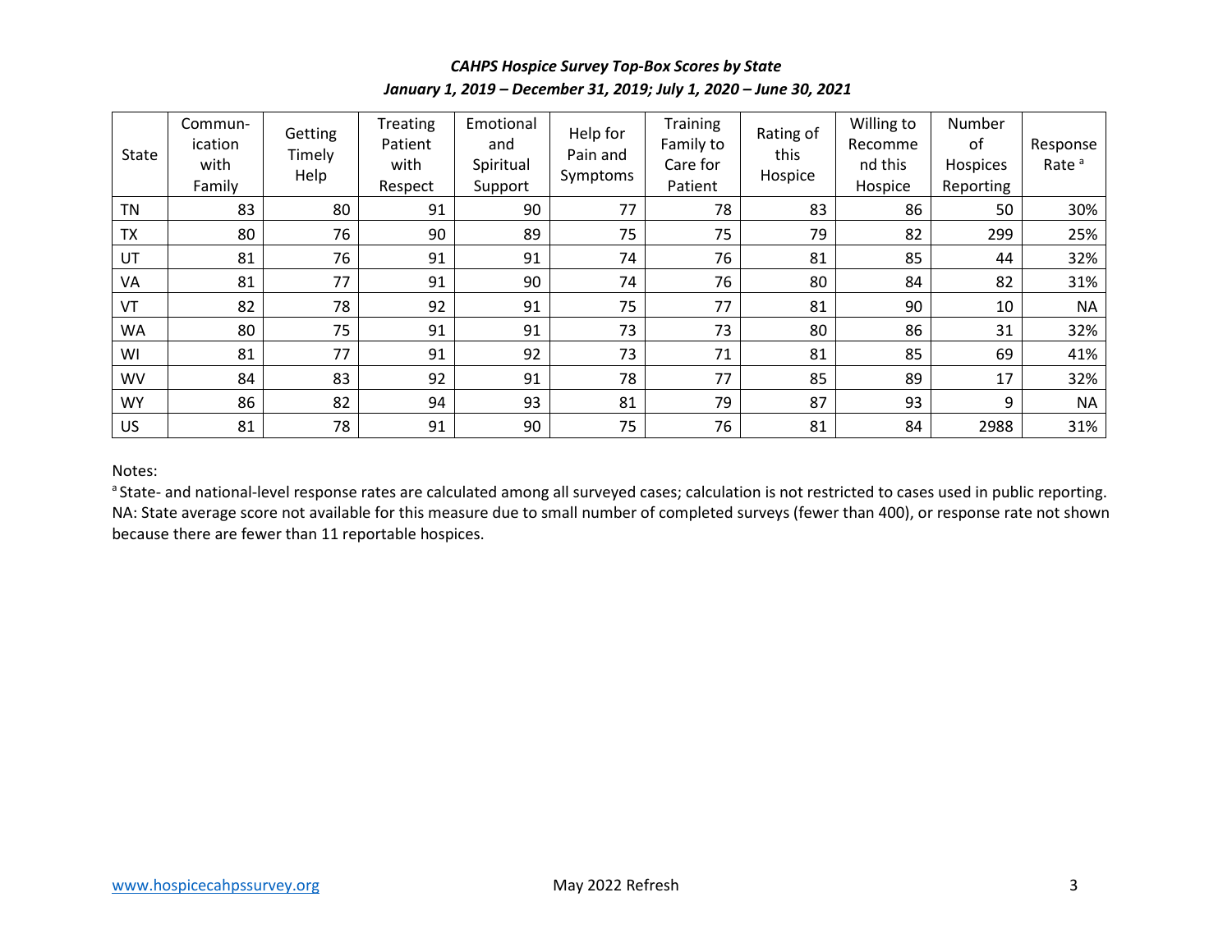*CAHPS Hospice Survey Top-Box Scores by State*

*January 1, 2019 – December 31, 2019; July 1, 2020 – June 30, 2021*

| State | Commun-ication with Family | Getting Timely Help | Treating Patient with Respect | Emotional and Spiritual Support | Help for Pain and Symptoms | Training Family to Care for Patient | Rating of this Hospice | Willing to Recommend this Hospice | Number of Hospices Reporting | Response Rate [a] |
|---|---|---|---|---|---|---|---|---|---|---|
| TN | 83 | 80 | 91 | 90 | 77 | 78 | 83 | 86 | 50 | 30% |
| TX | 80 | 76 | 90 | 89 | 75 | 75 | 79 | 82 | 299 | 25% |
| UT | 81 | 76 | 91 | 91 | 74 | 76 | 81 | 85 | 44 | 32% |
| VA | 81 | 77 | 91 | 90 | 74 | 76 | 80 | 84 | 82 | 31% |
| VT | 82 | 78 | 92 | 91 | 75 | 77 | 81 | 90 | 10 | NA |
| WA | 80 | 75 | 91 | 91 | 73 | 73 | 80 | 86 | 31 | 32% |
| WI | 81 | 77 | 91 | 92 | 73 | 71 | 81 | 85 | 69 | 41% |
| WV | 84 | 83 | 92 | 91 | 78 | 77 | 85 | 89 | 17 | 32% |
| WY | 86 | 82 | 94 | 93 | 81 | 79 | 87 | 93 | 9 | NA |
| US | 81 | 78 | 91 | 90 | 75 | 76 | 81 | 84 | 2988 | 31% |

Notes:

[a] State- and national-level response rates are calculated among all surveyed cases; calculation is not restricted to cases used in public reporting.
NA: State average score not available for this measure due to small number of completed surveys (fewer than 400), or response rate not shown because there are fewer than 11 reportable hospices.